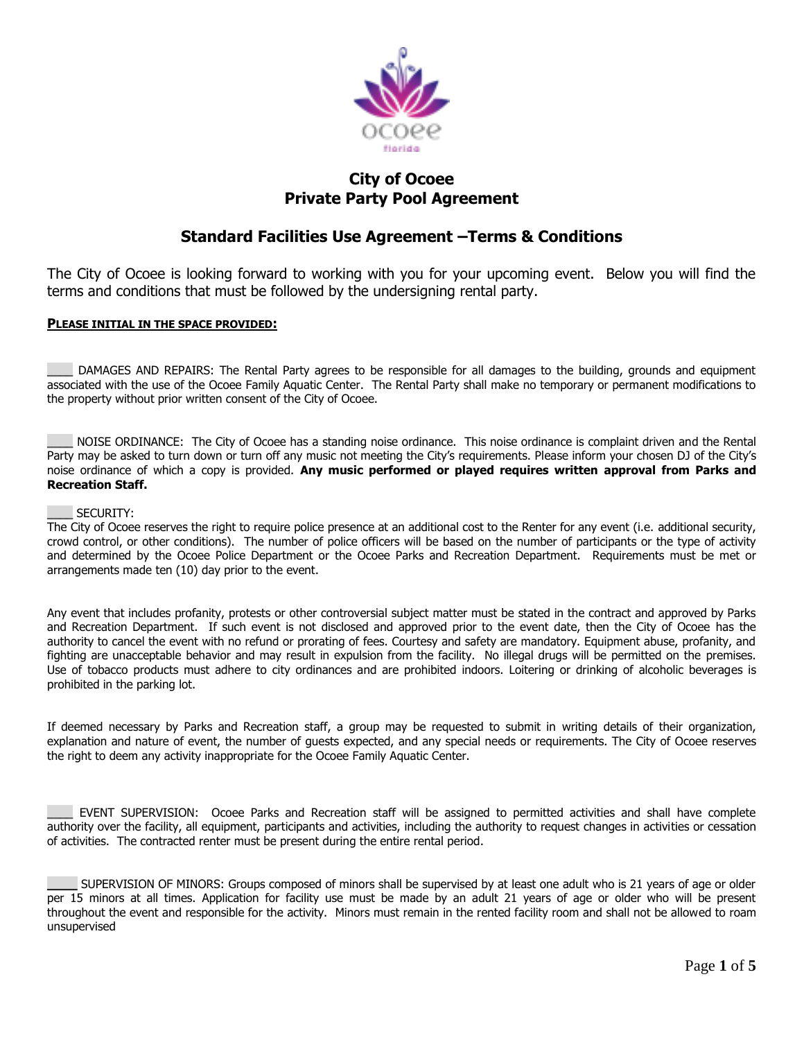# City of Ocoee
# Private Party Pool Agreement

## Standard Facilities Use Agreement –Terms & Conditions

The City of Ocoee is looking forward to working with you for your upcoming event. Below you will find the terms and conditions that must be followed by the undersigning rental party.

**PLEASE INITIAL IN THE SPACE PROVIDED:**

____ DAMAGES AND REPAIRS: The Rental Party agrees to be responsible for all damages to the building, grounds and equipment associated with the use of the Ocoee Family Aquatic Center. The Rental Party shall make no temporary or permanent modifications to the property without prior written consent of the City of Ocoee.

____ NOISE ORDINANCE: The City of Ocoee has a standing noise ordinance. This noise ordinance is complaint driven and the Rental Party may be asked to turn down or turn off any music not meeting the City's requirements. Please inform your chosen DJ of the City's noise ordinance of which a copy is provided. **Any music performed or played requires written approval from Parks and Recreation Staff.**

____ SECURITY:
The City of Ocoee reserves the right to require police presence at an additional cost to the Renter for any event (i.e. additional security, crowd control, or other conditions). The number of police officers will be based on the number of participants or the type of activity and determined by the Ocoee Police Department or the Ocoee Parks and Recreation Department. Requirements must be met or arrangements made ten (10) day prior to the event.

Any event that includes profanity, protests or other controversial subject matter must be stated in the contract and approved by Parks and Recreation Department. If such event is not disclosed and approved prior to the event date, then the City of Ocoee has the authority to cancel the event with no refund or prorating of fees. Courtesy and safety are mandatory. Equipment abuse, profanity, and fighting are unacceptable behavior and may result in expulsion from the facility. No illegal drugs will be permitted on the premises. Use of tobacco products must adhere to city ordinances and are prohibited indoors. Loitering or drinking of alcoholic beverages is prohibited in the parking lot.

If deemed necessary by Parks and Recreation staff, a group may be requested to submit in writing details of their organization, explanation and nature of event, the number of guests expected, and any special needs or requirements. The City of Ocoee reserves the right to deem any activity inappropriate for the Ocoee Family Aquatic Center.

____ EVENT SUPERVISION: Ocoee Parks and Recreation staff will be assigned to permitted activities and shall have complete authority over the facility, all equipment, participants and activities, including the authority to request changes in activities or cessation of activities. The contracted renter must be present during the entire rental period.

____ SUPERVISION OF MINORS: Groups composed of minors shall be supervised by at least one adult who is 21 years of age or older per 15 minors at all times. Application for facility use must be made by an adult 21 years of age or older who will be present throughout the event and responsible for the activity. Minors must remain in the rented facility room and shall not be allowed to roam unsupervised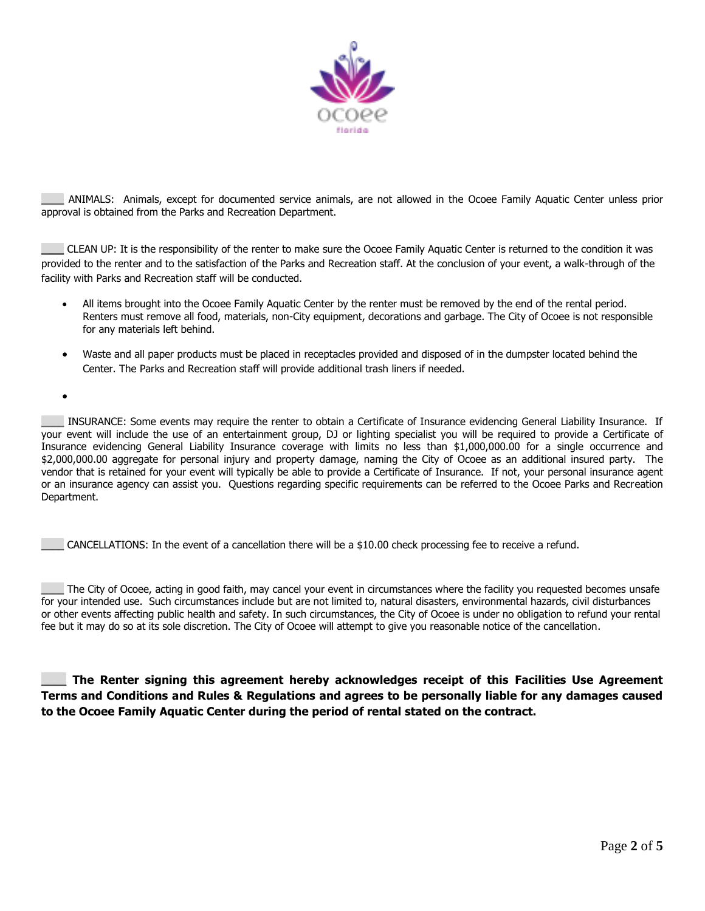____ ANIMALS: Animals, except for documented service animals, are not allowed in the Ocoee Family Aquatic Center unless prior approval is obtained from the Parks and Recreation Department.

____ CLEAN UP: It is the responsibility of the renter to make sure the Ocoee Family Aquatic Center is returned to the condition it was provided to the renter and to the satisfaction of the Parks and Recreation staff. At the conclusion of your event, a walk-through of the facility with Parks and Recreation staff will be conducted.

- All items brought into the Ocoee Family Aquatic Center by the renter must be removed by the end of the rental period. Renters must remove all food, materials, non-City equipment, decorations and garbage. The City of Ocoee is not responsible for any materials left behind.
- Waste and all paper products must be placed in receptacles provided and disposed of in the dumpster located behind the Center. The Parks and Recreation staff will provide additional trash liners if needed.
-

____ INSURANCE: Some events may require the renter to obtain a Certificate of Insurance evidencing General Liability Insurance. If your event will include the use of an entertainment group, DJ or lighting specialist you will be required to provide a Certificate of Insurance evidencing General Liability Insurance coverage with limits no less than $1,000,000.00 for a single occurrence and $2,000,000.00 aggregate for personal injury and property damage, naming the City of Ocoee as an additional insured party. The vendor that is retained for your event will typically be able to provide a Certificate of Insurance. If not, your personal insurance agent or an insurance agency can assist you. Questions regarding specific requirements can be referred to the Ocoee Parks and Recreation Department.

____ CANCELLATIONS: In the event of a cancellation there will be a $10.00 check processing fee to receive a refund.

____ The City of Ocoee, acting in good faith, may cancel your event in circumstances where the facility you requested becomes unsafe for your intended use. Such circumstances include but are not limited to, natural disasters, environmental hazards, civil disturbances or other events affecting public health and safety. In such circumstances, the City of Ocoee is under no obligation to refund your rental fee but it may do so at its sole discretion. The City of Ocoee will attempt to give you reasonable notice of the cancellation.

**____ The Renter signing this agreement hereby acknowledges receipt of this Facilities Use Agreement Terms and Conditions and Rules & Regulations and agrees to be personally liable for any damages caused to the Ocoee Family Aquatic Center during the period of rental stated on the contract.**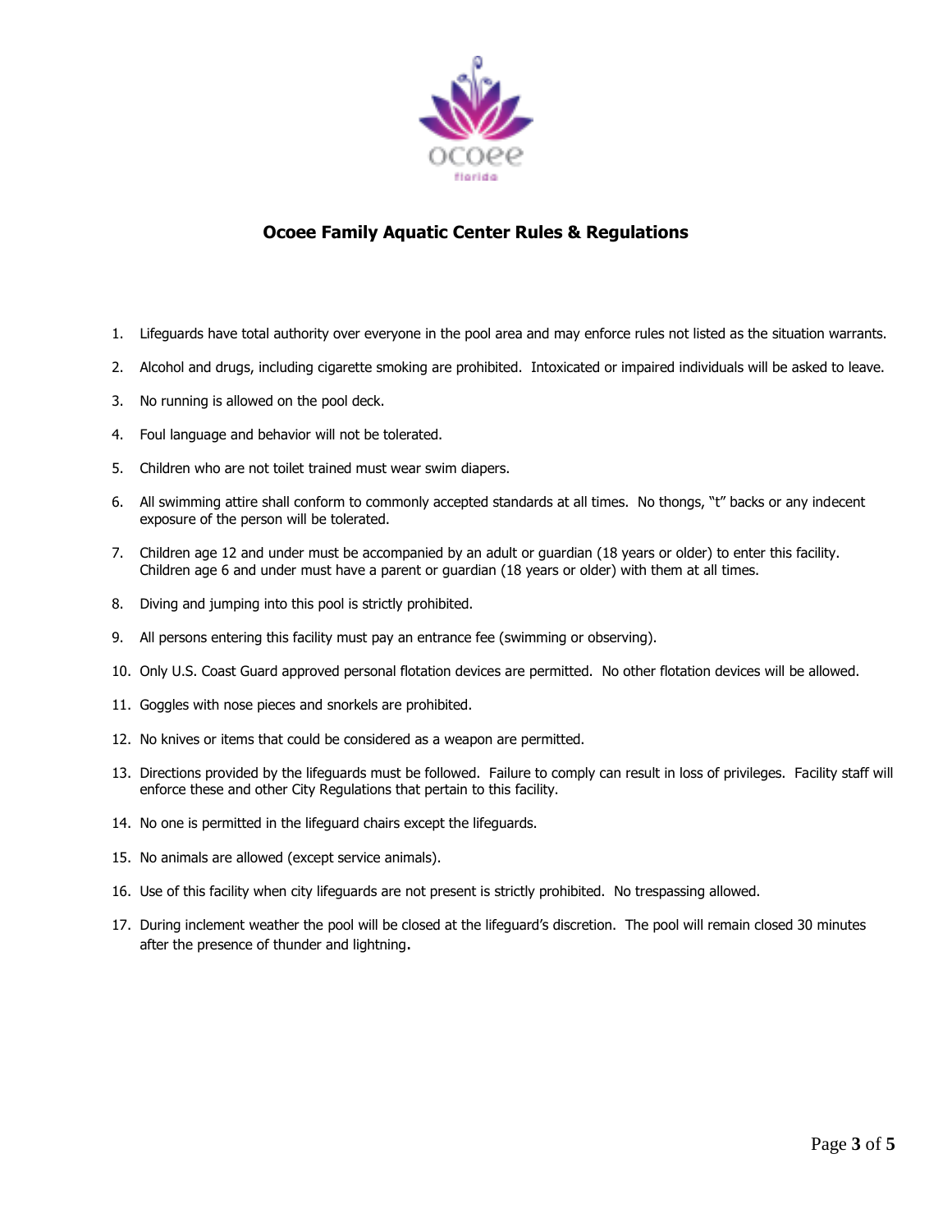# Ocoee Family Aquatic Center Rules & Regulations

1. Lifeguards have total authority over everyone in the pool area and may enforce rules not listed as the situation warrants.
2. Alcohol and drugs, including cigarette smoking are prohibited. Intoxicated or impaired individuals will be asked to leave.
3. No running is allowed on the pool deck.
4. Foul language and behavior will not be tolerated.
5. Children who are not toilet trained must wear swim diapers.
6. All swimming attire shall conform to commonly accepted standards at all times. No thongs, "t" backs or any indecent exposure of the person will be tolerated.
7. Children age 12 and under must be accompanied by an adult or guardian (18 years or older) to enter this facility. Children age 6 and under must have a parent or guardian (18 years or older) with them at all times.
8. Diving and jumping into this pool is strictly prohibited.
9. All persons entering this facility must pay an entrance fee (swimming or observing).
10. Only U.S. Coast Guard approved personal flotation devices are permitted. No other flotation devices will be allowed.
11. Goggles with nose pieces and snorkels are prohibited.
12. No knives or items that could be considered as a weapon are permitted.
13. Directions provided by the lifeguards must be followed. Failure to comply can result in loss of privileges. Facility staff will enforce these and other City Regulations that pertain to this facility.
14. No one is permitted in the lifeguard chairs except the lifeguards.
15. No animals are allowed (except service animals).
16. Use of this facility when city lifeguards are not present is strictly prohibited. No trespassing allowed.
17. During inclement weather the pool will be closed at the lifeguard's discretion. The pool will remain closed 30 minutes after the presence of thunder and lightning.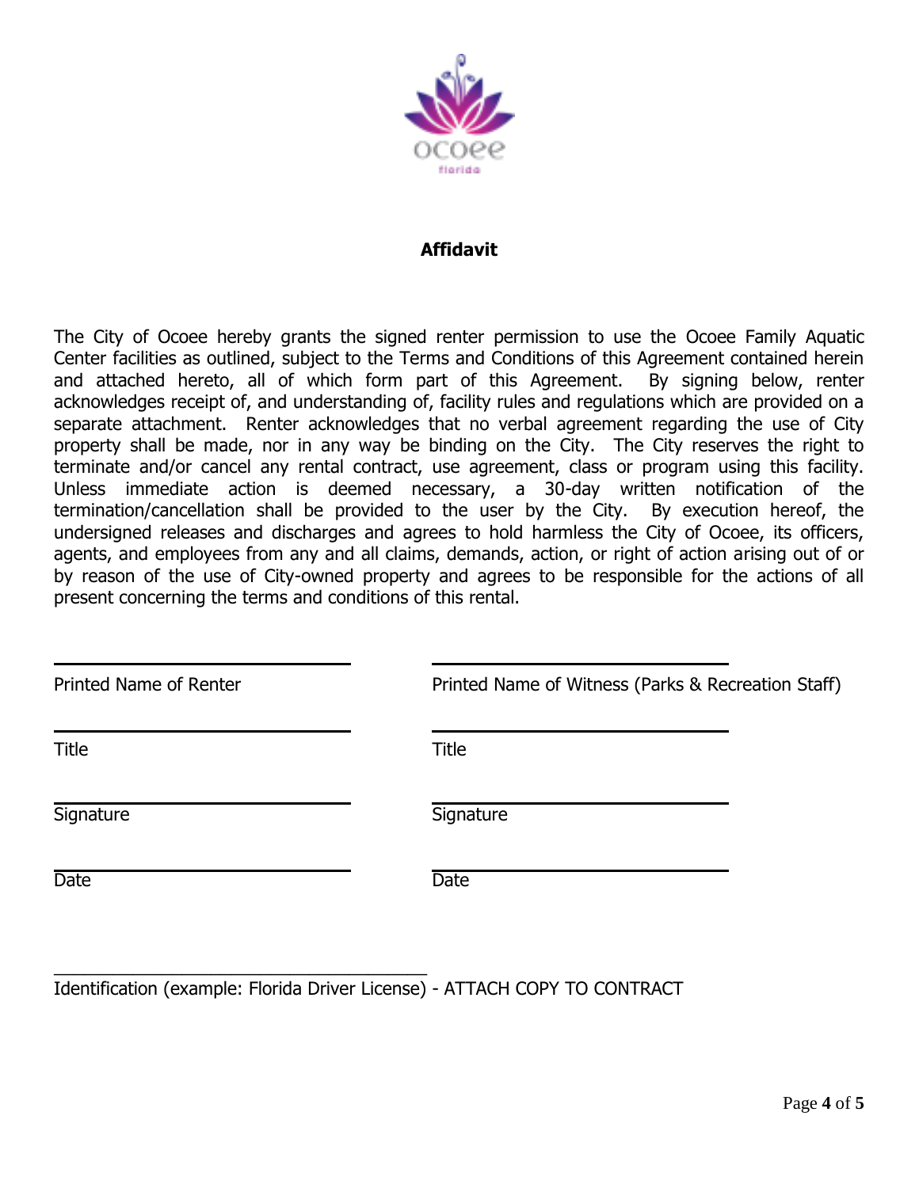ocoee
florida

## Affidavit

The City of Ocoee hereby grants the signed renter permission to use the Ocoee Family Aquatic Center facilities as outlined, subject to the Terms and Conditions of this Agreement contained herein and attached hereto, all of which form part of this Agreement. By signing below, renter acknowledges receipt of, and understanding of, facility rules and regulations which are provided on a separate attachment. Renter acknowledges that no verbal agreement regarding the use of City property shall be made, nor in any way be binding on the City. The City reserves the right to terminate and/or cancel any rental contract, use agreement, class or program using this facility. Unless immediate action is deemed necessary, a 30-day written notification of the termination/cancellation shall be provided to the user by the City. By execution hereof, the undersigned releases and discharges and agrees to hold harmless the City of Ocoee, its officers, agents, and employees from any and all claims, demands, action, or right of action arising out of or by reason of the use of City-owned property and agrees to be responsible for the actions of all present concerning the terms and conditions of this rental.

| | |
|---|---|
| \_\_\_\_\_\_\_\_\_\_\_\_\_\_\_\_\_\_\_\_\_\_\_\_\_\_\_\_\_\_ | \_\_\_\_\_\_\_\_\_\_\_\_\_\_\_\_\_\_\_\_\_\_\_\_\_\_\_\_\_\_ |
| Printed Name of Renter | Printed Name of Witness (Parks & Recreation Staff) |
| \_\_\_\_\_\_\_\_\_\_\_\_\_\_\_\_\_\_\_\_\_\_\_\_\_\_\_\_\_\_ | \_\_\_\_\_\_\_\_\_\_\_\_\_\_\_\_\_\_\_\_\_\_\_\_\_\_\_\_\_\_ |
| Title | Title |
| \_\_\_\_\_\_\_\_\_\_\_\_\_\_\_\_\_\_\_\_\_\_\_\_\_\_\_\_\_\_ | \_\_\_\_\_\_\_\_\_\_\_\_\_\_\_\_\_\_\_\_\_\_\_\_\_\_\_\_\_\_ |
| Signature | Signature |
| \_\_\_\_\_\_\_\_\_\_\_\_\_\_\_\_\_\_\_\_\_\_\_\_\_\_\_\_\_\_ | \_\_\_\_\_\_\_\_\_\_\_\_\_\_\_\_\_\_\_\_\_\_\_\_\_\_\_\_\_\_ |
| Date | Date |

\_\_\_\_\_\_\_\_\_\_\_\_\_\_\_\_\_\_\_\_\_\_\_\_\_\_\_\_\_\_\_\_\_\_\_\_\_\_

Identification (example: Florida Driver License) - ATTACH COPY TO CONTRACT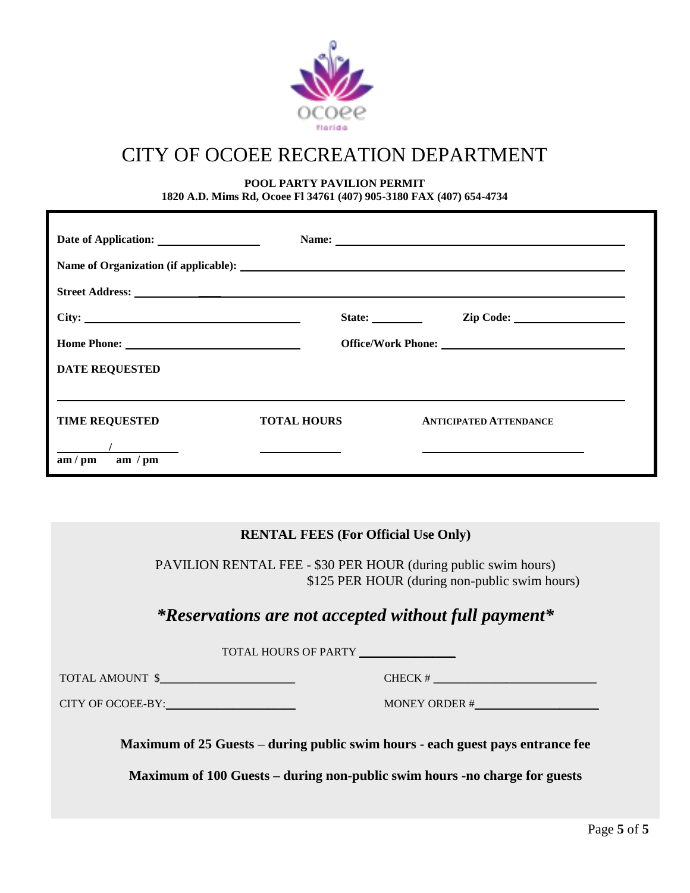# CITY OF OCOEE RECREATION DEPARTMENT

**POOL PARTY PAVILION PERMIT**
**1820 A.D. Mims Rd, Ocoee Fl 34761 (407) 905-3180 FAX (407) 654-4734**

**Date of Application:** ________________ **Name:** ____________________________________________

**Name of Organization (if applicable):** ____________________________________________

**Street Address:** ____________________________________________

**City:** ______________________ **State:** ________ **Zip Code:** ________________

**Home Phone:** ______________________ **Office/Work Phone:** ______________________

**DATE REQUESTED**

____________________________________________

| **TIME REQUESTED** | **TOTAL HOURS** | **ANTICIPATED ATTENDANCE** |
|---|---|---|
| ________ / ________ am / pm am / pm | ____________ | ______________________ |

**RENTAL FEES (For Official Use Only)**

PAVILION RENTAL FEE - $30 PER HOUR (during public swim hours)
$125 PER HOUR (during non-public swim hours)

***\*Reservations are not accepted without full payment\****

TOTAL HOURS OF PARTY ________________

TOTAL AMOUNT $______________________ CHECK # ______________________

CITY OF OCOEE-BY:______________________ MONEY ORDER #______________________

**Maximum of 25 Guests – during public swim hours - each guest pays entrance fee**

**Maximum of 100 Guests – during non-public swim hours -no charge for guests**